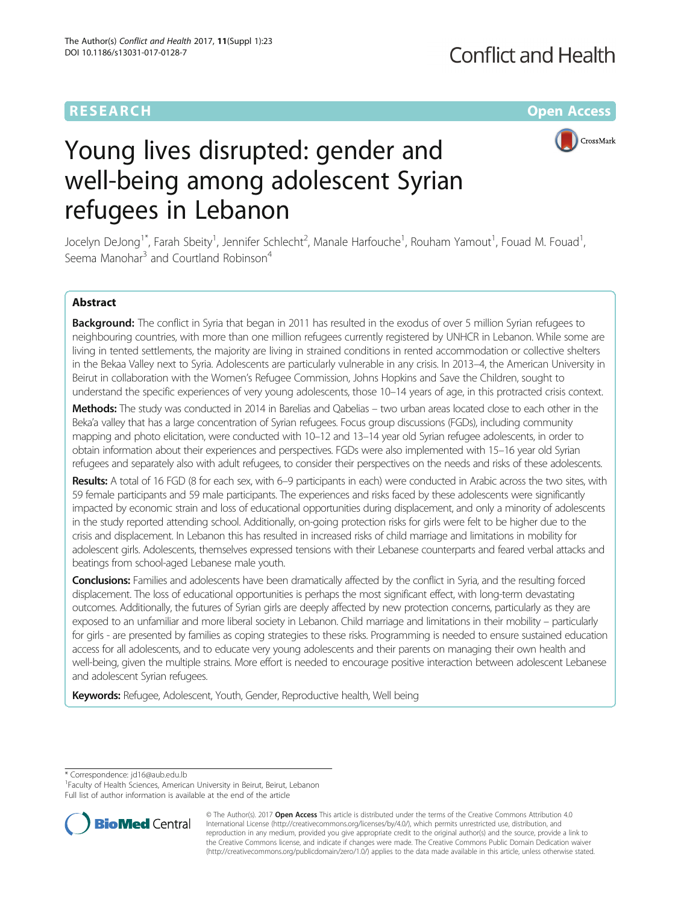RESEARCH

Open Access

# Young lives disrupted: gender and well-being among adolescent Syrian refugees in Lebanon

Jocelyn DeJong[1*], Farah Sbeity[1], Jennifer Schlecht[2], Manale Harfouche[1], Rouham Yamout[1], Fouad M. Fouad[1], Seema Manohar[3] and Courtland Robinson[4]

## Abstract

**Background:** The conflict in Syria that began in 2011 has resulted in the exodus of over 5 million Syrian refugees to neighbouring countries, with more than one million refugees currently registered by UNHCR in Lebanon. While some are living in tented settlements, the majority are living in strained conditions in rented accommodation or collective shelters in the Bekaa Valley next to Syria. Adolescents are particularly vulnerable in any crisis. In 2013–4, the American University in Beirut in collaboration with the Women's Refugee Commission, Johns Hopkins and Save the Children, sought to understand the specific experiences of very young adolescents, those 10–14 years of age, in this protracted crisis context.

**Methods:** The study was conducted in 2014 in Barelias and Qabelias – two urban areas located close to each other in the Beka'a valley that has a large concentration of Syrian refugees. Focus group discussions (FGDs), including community mapping and photo elicitation, were conducted with 10–12 and 13–14 year old Syrian refugee adolescents, in order to obtain information about their experiences and perspectives. FGDs were also implemented with 15–16 year old Syrian refugees and separately also with adult refugees, to consider their perspectives on the needs and risks of these adolescents.

**Results:** A total of 16 FGD (8 for each sex, with 6–9 participants in each) were conducted in Arabic across the two sites, with 59 female participants and 59 male participants. The experiences and risks faced by these adolescents were significantly impacted by economic strain and loss of educational opportunities during displacement, and only a minority of adolescents in the study reported attending school. Additionally, on-going protection risks for girls were felt to be higher due to the crisis and displacement. In Lebanon this has resulted in increased risks of child marriage and limitations in mobility for adolescent girls. Adolescents, themselves expressed tensions with their Lebanese counterparts and feared verbal attacks and beatings from school-aged Lebanese male youth.

**Conclusions:** Families and adolescents have been dramatically affected by the conflict in Syria, and the resulting forced displacement. The loss of educational opportunities is perhaps the most significant effect, with long-term devastating outcomes. Additionally, the futures of Syrian girls are deeply affected by new protection concerns, particularly as they are exposed to an unfamiliar and more liberal society in Lebanon. Child marriage and limitations in their mobility – particularly for girls - are presented by families as coping strategies to these risks. Programming is needed to ensure sustained education access for all adolescents, and to educate very young adolescents and their parents on managing their own health and well-being, given the multiple strains. More effort is needed to encourage positive interaction between adolescent Lebanese and adolescent Syrian refugees.

**Keywords:** Refugee, Adolescent, Youth, Gender, Reproductive health, Well being

\* Correspondence: jd16@aub.edu.lb
[1]Faculty of Health Sciences, American University in Beirut, Beirut, Lebanon
Full list of author information is available at the end of the article

© The Author(s). 2017 **Open Access** This article is distributed under the terms of the Creative Commons Attribution 4.0 International License (http://creativecommons.org/licenses/by/4.0/), which permits unrestricted use, distribution, and reproduction in any medium, provided you give appropriate credit to the original author(s) and the source, provide a link to the Creative Commons license, and indicate if changes were made. The Creative Commons Public Domain Dedication waiver (http://creativecommons.org/publicdomain/zero/1.0/) applies to the data made available in this article, unless otherwise stated.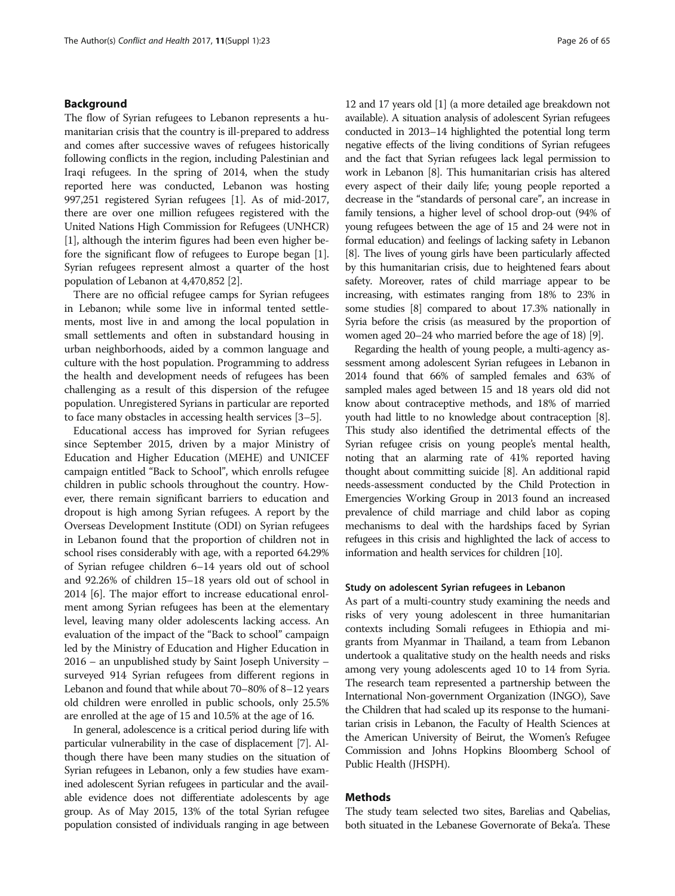## Background

The flow of Syrian refugees to Lebanon represents a humanitarian crisis that the country is ill-prepared to address and comes after successive waves of refugees historically following conflicts in the region, including Palestinian and Iraqi refugees. In the spring of 2014, when the study reported here was conducted, Lebanon was hosting 997,251 registered Syrian refugees [1]. As of mid-2017, there are over one million refugees registered with the United Nations High Commission for Refugees (UNHCR) [1], although the interim figures had been even higher before the significant flow of refugees to Europe began [1]. Syrian refugees represent almost a quarter of the host population of Lebanon at 4,470,852 [2].

There are no official refugee camps for Syrian refugees in Lebanon; while some live in informal tented settlements, most live in and among the local population in small settlements and often in substandard housing in urban neighborhoods, aided by a common language and culture with the host population. Programming to address the health and development needs of refugees has been challenging as a result of this dispersion of the refugee population. Unregistered Syrians in particular are reported to face many obstacles in accessing health services [3–5].

Educational access has improved for Syrian refugees since September 2015, driven by a major Ministry of Education and Higher Education (MEHE) and UNICEF campaign entitled "Back to School", which enrolls refugee children in public schools throughout the country. However, there remain significant barriers to education and dropout is high among Syrian refugees. A report by the Overseas Development Institute (ODI) on Syrian refugees in Lebanon found that the proportion of children not in school rises considerably with age, with a reported 64.29% of Syrian refugee children 6–14 years old out of school and 92.26% of children 15–18 years old out of school in 2014 [6]. The major effort to increase educational enrolment among Syrian refugees has been at the elementary level, leaving many older adolescents lacking access. An evaluation of the impact of the "Back to school" campaign led by the Ministry of Education and Higher Education in 2016 – an unpublished study by Saint Joseph University – surveyed 914 Syrian refugees from different regions in Lebanon and found that while about 70–80% of 8–12 years old children were enrolled in public schools, only 25.5% are enrolled at the age of 15 and 10.5% at the age of 16.

In general, adolescence is a critical period during life with particular vulnerability in the case of displacement [7]. Although there have been many studies on the situation of Syrian refugees in Lebanon, only a few studies have examined adolescent Syrian refugees in particular and the available evidence does not differentiate adolescents by age group. As of May 2015, 13% of the total Syrian refugee population consisted of individuals ranging in age between 12 and 17 years old [1] (a more detailed age breakdown not available). A situation analysis of adolescent Syrian refugees conducted in 2013–14 highlighted the potential long term negative effects of the living conditions of Syrian refugees and the fact that Syrian refugees lack legal permission to work in Lebanon [8]. This humanitarian crisis has altered every aspect of their daily life; young people reported a decrease in the "standards of personal care", an increase in family tensions, a higher level of school drop-out (94% of young refugees between the age of 15 and 24 were not in formal education) and feelings of lacking safety in Lebanon [8]. The lives of young girls have been particularly affected by this humanitarian crisis, due to heightened fears about safety. Moreover, rates of child marriage appear to be increasing, with estimates ranging from 18% to 23% in some studies [8] compared to about 17.3% nationally in Syria before the crisis (as measured by the proportion of women aged 20–24 who married before the age of 18) [9].

Regarding the health of young people, a multi-agency assessment among adolescent Syrian refugees in Lebanon in 2014 found that 66% of sampled females and 63% of sampled males aged between 15 and 18 years old did not know about contraceptive methods, and 18% of married youth had little to no knowledge about contraception [8]. This study also identified the detrimental effects of the Syrian refugee crisis on young people's mental health, noting that an alarming rate of 41% reported having thought about committing suicide [8]. An additional rapid needs-assessment conducted by the Child Protection in Emergencies Working Group in 2013 found an increased prevalence of child marriage and child labor as coping mechanisms to deal with the hardships faced by Syrian refugees in this crisis and highlighted the lack of access to information and health services for children [10].

### Study on adolescent Syrian refugees in Lebanon

As part of a multi-country study examining the needs and risks of very young adolescent in three humanitarian contexts including Somali refugees in Ethiopia and migrants from Myanmar in Thailand, a team from Lebanon undertook a qualitative study on the health needs and risks among very young adolescents aged 10 to 14 from Syria. The research team represented a partnership between the International Non-government Organization (INGO), Save the Children that had scaled up its response to the humanitarian crisis in Lebanon, the Faculty of Health Sciences at the American University of Beirut, the Women's Refugee Commission and Johns Hopkins Bloomberg School of Public Health (JHSPH).

## Methods

The study team selected two sites, Barelias and Qabelias, both situated in the Lebanese Governorate of Beka'a. These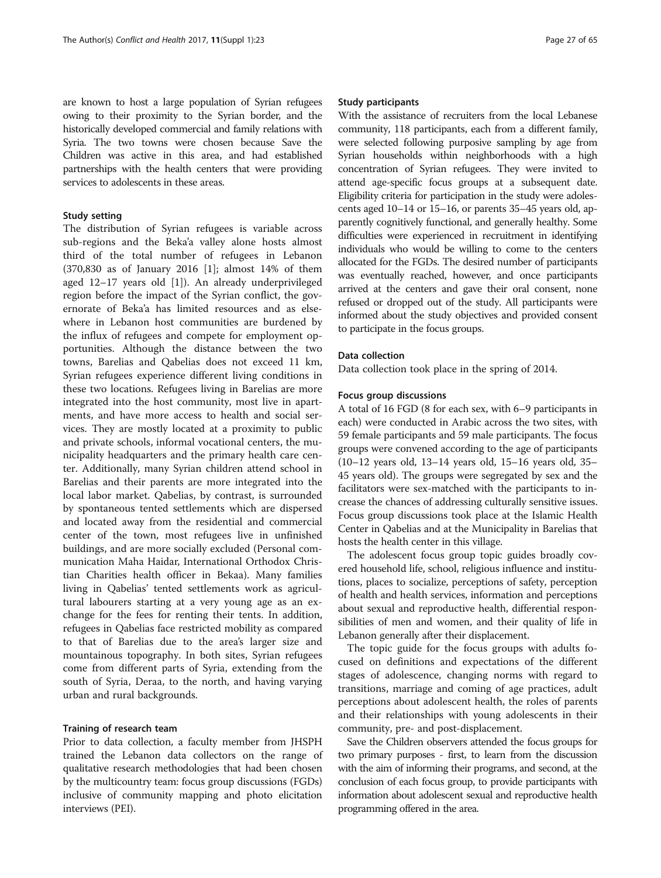are known to host a large population of Syrian refugees owing to their proximity to the Syrian border, and the historically developed commercial and family relations with Syria. The two towns were chosen because Save the Children was active in this area, and had established partnerships with the health centers that were providing services to adolescents in these areas.

### Study setting

The distribution of Syrian refugees is variable across sub-regions and the Beka'a valley alone hosts almost third of the total number of refugees in Lebanon (370,830 as of January 2016 [1]; almost 14% of them aged 12–17 years old [1]). An already underprivileged region before the impact of the Syrian conflict, the governorate of Beka'a has limited resources and as elsewhere in Lebanon host communities are burdened by the influx of refugees and compete for employment opportunities. Although the distance between the two towns, Barelias and Qabelias does not exceed 11 km, Syrian refugees experience different living conditions in these two locations. Refugees living in Barelias are more integrated into the host community, most live in apartments, and have more access to health and social services. They are mostly located at a proximity to public and private schools, informal vocational centers, the municipality headquarters and the primary health care center. Additionally, many Syrian children attend school in Barelias and their parents are more integrated into the local labor market. Qabelias, by contrast, is surrounded by spontaneous tented settlements which are dispersed and located away from the residential and commercial center of the town, most refugees live in unfinished buildings, and are more socially excluded (Personal communication Maha Haidar, International Orthodox Christian Charities health officer in Bekaa). Many families living in Qabelias' tented settlements work as agricultural labourers starting at a very young age as an exchange for the fees for renting their tents. In addition, refugees in Qabelias face restricted mobility as compared to that of Barelias due to the area's larger size and mountainous topography. In both sites, Syrian refugees come from different parts of Syria, extending from the south of Syria, Deraa, to the north, and having varying urban and rural backgrounds.

### Training of research team

Prior to data collection, a faculty member from JHSPH trained the Lebanon data collectors on the range of qualitative research methodologies that had been chosen by the multicountry team: focus group discussions (FGDs) inclusive of community mapping and photo elicitation interviews (PEI).

### Study participants

With the assistance of recruiters from the local Lebanese community, 118 participants, each from a different family, were selected following purposive sampling by age from Syrian households within neighborhoods with a high concentration of Syrian refugees. They were invited to attend age-specific focus groups at a subsequent date. Eligibility criteria for participation in the study were adolescents aged 10–14 or 15–16, or parents 35–45 years old, apparently cognitively functional, and generally healthy. Some difficulties were experienced in recruitment in identifying individuals who would be willing to come to the centers allocated for the FGDs. The desired number of participants was eventually reached, however, and once participants arrived at the centers and gave their oral consent, none refused or dropped out of the study. All participants were informed about the study objectives and provided consent to participate in the focus groups.

### Data collection

Data collection took place in the spring of 2014.

### Focus group discussions

A total of 16 FGD (8 for each sex, with 6–9 participants in each) were conducted in Arabic across the two sites, with 59 female participants and 59 male participants. The focus groups were convened according to the age of participants (10–12 years old, 13–14 years old, 15–16 years old, 35–45 years old). The groups were segregated by sex and the facilitators were sex-matched with the participants to increase the chances of addressing culturally sensitive issues. Focus group discussions took place at the Islamic Health Center in Qabelias and at the Municipality in Barelias that hosts the health center in this village.

The adolescent focus group topic guides broadly covered household life, school, religious influence and institutions, places to socialize, perceptions of safety, perception of health and health services, information and perceptions about sexual and reproductive health, differential responsibilities of men and women, and their quality of life in Lebanon generally after their displacement.

The topic guide for the focus groups with adults focused on definitions and expectations of the different stages of adolescence, changing norms with regard to transitions, marriage and coming of age practices, adult perceptions about adolescent health, the roles of parents and their relationships with young adolescents in their community, pre- and post-displacement.

Save the Children observers attended the focus groups for two primary purposes - first, to learn from the discussion with the aim of informing their programs, and second, at the conclusion of each focus group, to provide participants with information about adolescent sexual and reproductive health programming offered in the area.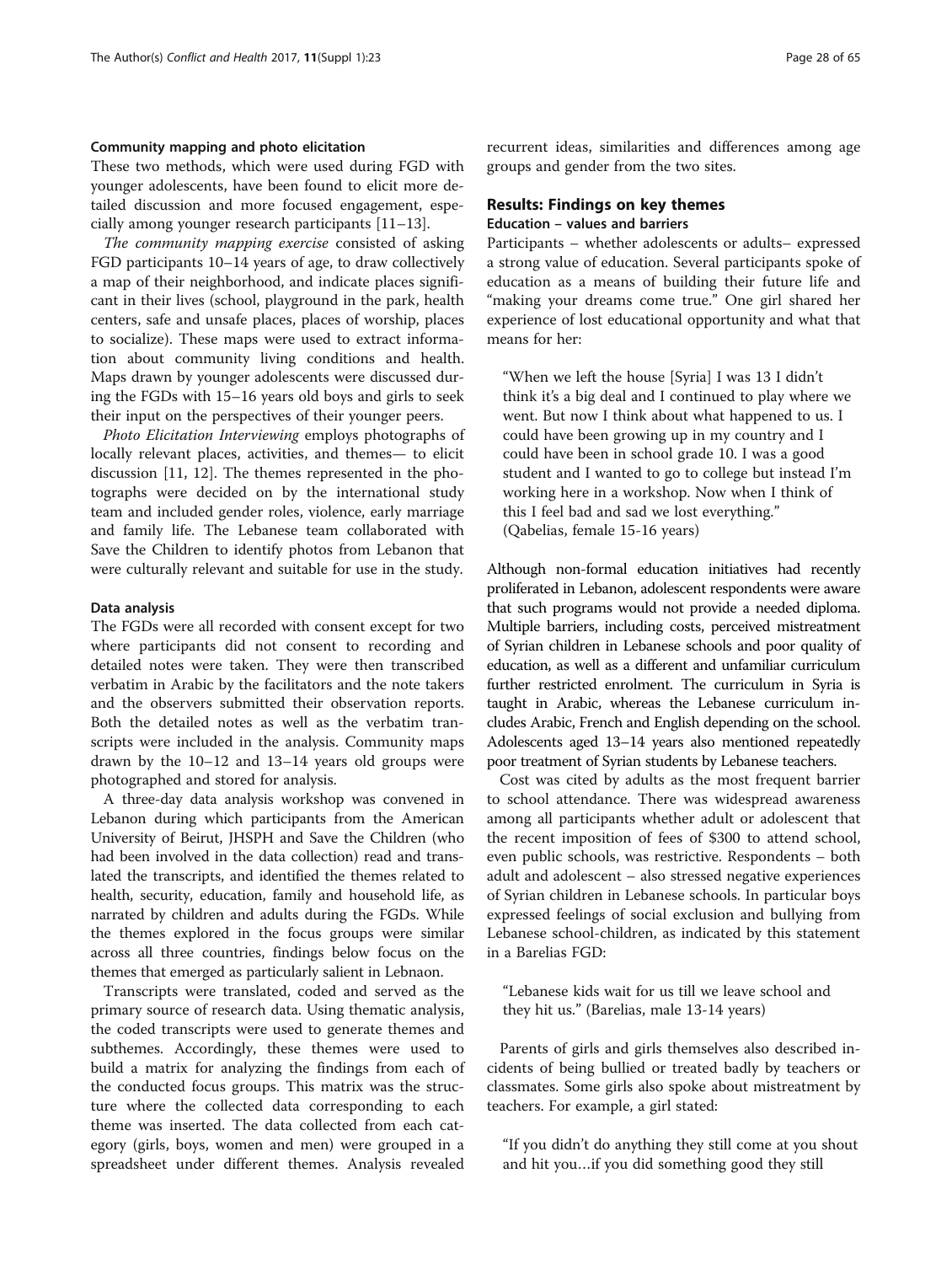#### Community mapping and photo elicitation

These two methods, which were used during FGD with younger adolescents, have been found to elicit more detailed discussion and more focused engagement, especially among younger research participants [11–13].

*The community mapping exercise* consisted of asking FGD participants 10–14 years of age, to draw collectively a map of their neighborhood, and indicate places significant in their lives (school, playground in the park, health centers, safe and unsafe places, places of worship, places to socialize). These maps were used to extract information about community living conditions and health. Maps drawn by younger adolescents were discussed during the FGDs with 15–16 years old boys and girls to seek their input on the perspectives of their younger peers.

*Photo Elicitation Interviewing* employs photographs of locally relevant places, activities, and themes— to elicit discussion [11, 12]. The themes represented in the photographs were decided on by the international study team and included gender roles, violence, early marriage and family life. The Lebanese team collaborated with Save the Children to identify photos from Lebanon that were culturally relevant and suitable for use in the study.

#### Data analysis

The FGDs were all recorded with consent except for two where participants did not consent to recording and detailed notes were taken. They were then transcribed verbatim in Arabic by the facilitators and the note takers and the observers submitted their observation reports. Both the detailed notes as well as the verbatim transcripts were included in the analysis. Community maps drawn by the 10–12 and 13–14 years old groups were photographed and stored for analysis.

A three-day data analysis workshop was convened in Lebanon during which participants from the American University of Beirut, JHSPH and Save the Children (who had been involved in the data collection) read and translated the transcripts, and identified the themes related to health, security, education, family and household life, as narrated by children and adults during the FGDs. While the themes explored in the focus groups were similar across all three countries, findings below focus on the themes that emerged as particularly salient in Lebnaon.

Transcripts were translated, coded and served as the primary source of research data. Using thematic analysis, the coded transcripts were used to generate themes and subthemes. Accordingly, these themes were used to build a matrix for analyzing the findings from each of the conducted focus groups. This matrix was the structure where the collected data corresponding to each theme was inserted. The data collected from each category (girls, boys, women and men) were grouped in a spreadsheet under different themes. Analysis revealed recurrent ideas, similarities and differences among age groups and gender from the two sites.

### Results: Findings on key themes

#### Education – values and barriers

Participants – whether adolescents or adults– expressed a strong value of education. Several participants spoke of education as a means of building their future life and "making your dreams come true." One girl shared her experience of lost educational opportunity and what that means for her:

> "When we left the house [Syria] I was 13 I didn't think it's a big deal and I continued to play where we went. But now I think about what happened to us. I could have been growing up in my country and I could have been in school grade 10. I was a good student and I wanted to go to college but instead I'm working here in a workshop. Now when I think of this I feel bad and sad we lost everything." (Qabelias, female 15-16 years)

Although non-formal education initiatives had recently proliferated in Lebanon, adolescent respondents were aware that such programs would not provide a needed diploma. Multiple barriers, including costs, perceived mistreatment of Syrian children in Lebanese schools and poor quality of education, as well as a different and unfamiliar curriculum further restricted enrolment. The curriculum in Syria is taught in Arabic, whereas the Lebanese curriculum includes Arabic, French and English depending on the school. Adolescents aged 13–14 years also mentioned repeatedly poor treatment of Syrian students by Lebanese teachers.

Cost was cited by adults as the most frequent barrier to school attendance. There was widespread awareness among all participants whether adult or adolescent that the recent imposition of fees of $300 to attend school, even public schools, was restrictive. Respondents – both adult and adolescent – also stressed negative experiences of Syrian children in Lebanese schools. In particular boys expressed feelings of social exclusion and bullying from Lebanese school-children, as indicated by this statement in a Barelias FGD:

> "Lebanese kids wait for us till we leave school and they hit us." (Barelias, male 13-14 years)

Parents of girls and girls themselves also described incidents of being bullied or treated badly by teachers or classmates. Some girls also spoke about mistreatment by teachers. For example, a girl stated:

> "If you didn't do anything they still come at you shout and hit you…if you did something good they still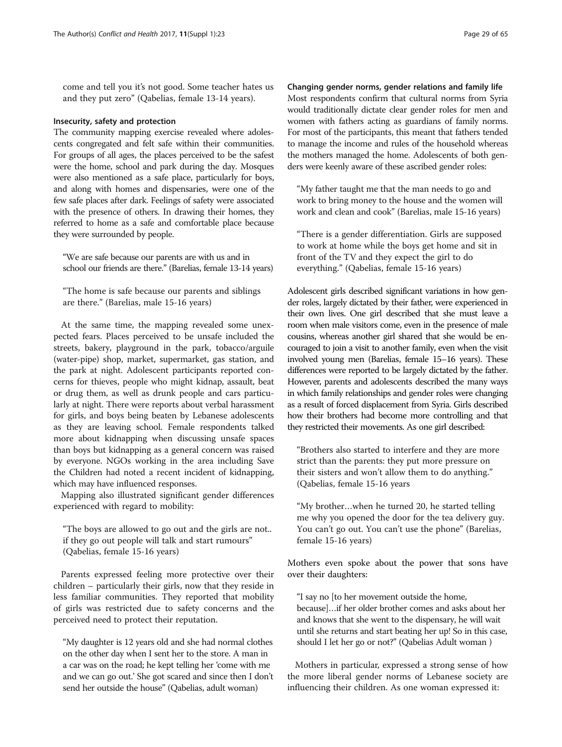come and tell you it's not good. Some teacher hates us and they put zero" (Qabelias, female 13-14 years).

#### Insecurity, safety and protection

The community mapping exercise revealed where adolescents congregated and felt safe within their communities. For groups of all ages, the places perceived to be the safest were the home, school and park during the day. Mosques were also mentioned as a safe place, particularly for boys, and along with homes and dispensaries, were one of the few safe places after dark. Feelings of safety were associated with the presence of others. In drawing their homes, they referred to home as a safe and comfortable place because they were surrounded by people.

> "We are safe because our parents are with us and in school our friends are there." (Barelias, female 13-14 years)

> "The home is safe because our parents and siblings are there." (Barelias, male 15-16 years)

At the same time, the mapping revealed some unexpected fears. Places perceived to be unsafe included the streets, bakery, playground in the park, tobacco/arguile (water-pipe) shop, market, supermarket, gas station, and the park at night. Adolescent participants reported concerns for thieves, people who might kidnap, assault, beat or drug them, as well as drunk people and cars particularly at night. There were reports about verbal harassment for girls, and boys being beaten by Lebanese adolescents as they are leaving school. Female respondents talked more about kidnapping when discussing unsafe spaces than boys but kidnapping as a general concern was raised by everyone. NGOs working in the area including Save the Children had noted a recent incident of kidnapping, which may have influenced responses.

Mapping also illustrated significant gender differences experienced with regard to mobility:

> "The boys are allowed to go out and the girls are not.. if they go out people will talk and start rumours" (Qabelias, female 15-16 years)

Parents expressed feeling more protective over their children – particularly their girls, now that they reside in less familiar communities. They reported that mobility of girls was restricted due to safety concerns and the perceived need to protect their reputation.

> "My daughter is 12 years old and she had normal clothes on the other day when I sent her to the store. A man in a car was on the road; he kept telling her 'come with me and we can go out.' She got scared and since then I don't send her outside the house" (Qabelias, adult woman)

#### Changing gender norms, gender relations and family life

Most respondents confirm that cultural norms from Syria would traditionally dictate clear gender roles for men and women with fathers acting as guardians of family norms. For most of the participants, this meant that fathers tended to manage the income and rules of the household whereas the mothers managed the home. Adolescents of both genders were keenly aware of these ascribed gender roles:

> "My father taught me that the man needs to go and work to bring money to the house and the women will work and clean and cook" (Barelias, male 15-16 years)

> "There is a gender differentiation. Girls are supposed to work at home while the boys get home and sit in front of the TV and they expect the girl to do everything." (Qabelias, female 15-16 years)

Adolescent girls described significant variations in how gender roles, largely dictated by their father, were experienced in their own lives. One girl described that she must leave a room when male visitors come, even in the presence of male cousins, whereas another girl shared that she would be encouraged to join a visit to another family, even when the visit involved young men (Barelias, female 15–16 years). These differences were reported to be largely dictated by the father. However, parents and adolescents described the many ways in which family relationships and gender roles were changing as a result of forced displacement from Syria. Girls described how their brothers had become more controlling and that they restricted their movements. As one girl described:

> "Brothers also started to interfere and they are more strict than the parents: they put more pressure on their sisters and won't allow them to do anything." (Qabelias, female 15-16 years

> "My brother…when he turned 20, he started telling me why you opened the door for the tea delivery guy. You can't go out. You can't use the phone" (Barelias, female 15-16 years)

Mothers even spoke about the power that sons have over their daughters:

> "I say no [to her movement outside the home, because]…if her older brother comes and asks about her and knows that she went to the dispensary, he will wait until she returns and start beating her up! So in this case, should I let her go or not?" (Qabelias Adult woman )

Mothers in particular, expressed a strong sense of how the more liberal gender norms of Lebanese society are influencing their children. As one woman expressed it: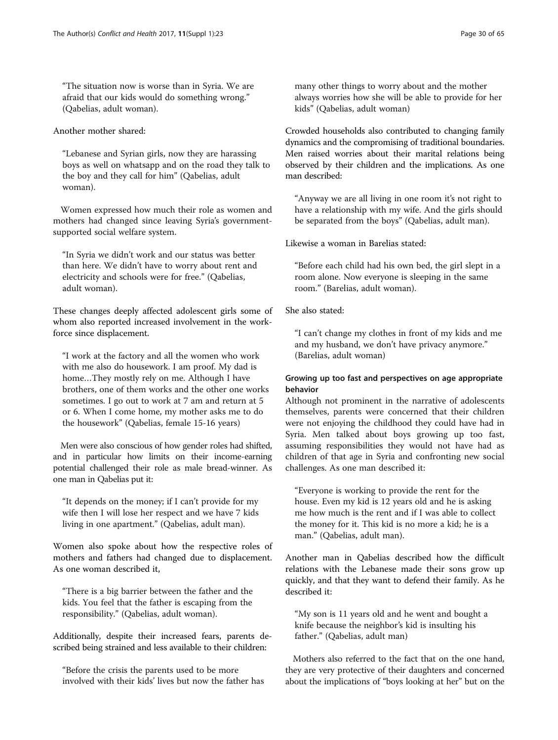"The situation now is worse than in Syria. We are afraid that our kids would do something wrong." (Qabelias, adult woman).

Another mother shared:

"Lebanese and Syrian girls, now they are harassing boys as well on whatsapp and on the road they talk to the boy and they call for him" (Qabelias, adult woman).

Women expressed how much their role as women and mothers had changed since leaving Syria's government-supported social welfare system.

"In Syria we didn't work and our status was better than here. We didn't have to worry about rent and electricity and schools were for free." (Qabelias, adult woman).

These changes deeply affected adolescent girls some of whom also reported increased involvement in the workforce since displacement.

"I work at the factory and all the women who work with me also do housework. I am proof. My dad is home…They mostly rely on me. Although I have brothers, one of them works and the other one works sometimes. I go out to work at 7 am and return at 5 or 6. When I come home, my mother asks me to do the housework" (Qabelias, female 15-16 years)

Men were also conscious of how gender roles had shifted, and in particular how limits on their income-earning potential challenged their role as male bread-winner. As one man in Qabelias put it:

"It depends on the money; if I can't provide for my wife then I will lose her respect and we have 7 kids living in one apartment." (Qabelias, adult man).

Women also spoke about how the respective roles of mothers and fathers had changed due to displacement. As one woman described it,

"There is a big barrier between the father and the kids. You feel that the father is escaping from the responsibility." (Qabelias, adult woman).

Additionally, despite their increased fears, parents described being strained and less available to their children:

"Before the crisis the parents used to be more involved with their kids' lives but now the father has many other things to worry about and the mother always worries how she will be able to provide for her kids" (Qabelias, adult woman)

Crowded households also contributed to changing family dynamics and the compromising of traditional boundaries. Men raised worries about their marital relations being observed by their children and the implications. As one man described:

"Anyway we are all living in one room it's not right to have a relationship with my wife. And the girls should be separated from the boys" (Qabelias, adult man).

Likewise a woman in Barelias stated:

"Before each child had his own bed, the girl slept in a room alone. Now everyone is sleeping in the same room." (Barelias, adult woman).

She also stated:

"I can't change my clothes in front of my kids and me and my husband, we don't have privacy anymore." (Barelias, adult woman)

#### Growing up too fast and perspectives on age appropriate behavior

Although not prominent in the narrative of adolescents themselves, parents were concerned that their children were not enjoying the childhood they could have had in Syria. Men talked about boys growing up too fast, assuming responsibilities they would not have had as children of that age in Syria and confronting new social challenges. As one man described it:

"Everyone is working to provide the rent for the house. Even my kid is 12 years old and he is asking me how much is the rent and if I was able to collect the money for it. This kid is no more a kid; he is a man." (Qabelias, adult man).

Another man in Qabelias described how the difficult relations with the Lebanese made their sons grow up quickly, and that they want to defend their family. As he described it:

"My son is 11 years old and he went and bought a knife because the neighbor's kid is insulting his father." (Qabelias, adult man)

Mothers also referred to the fact that on the one hand, they are very protective of their daughters and concerned about the implications of "boys looking at her" but on the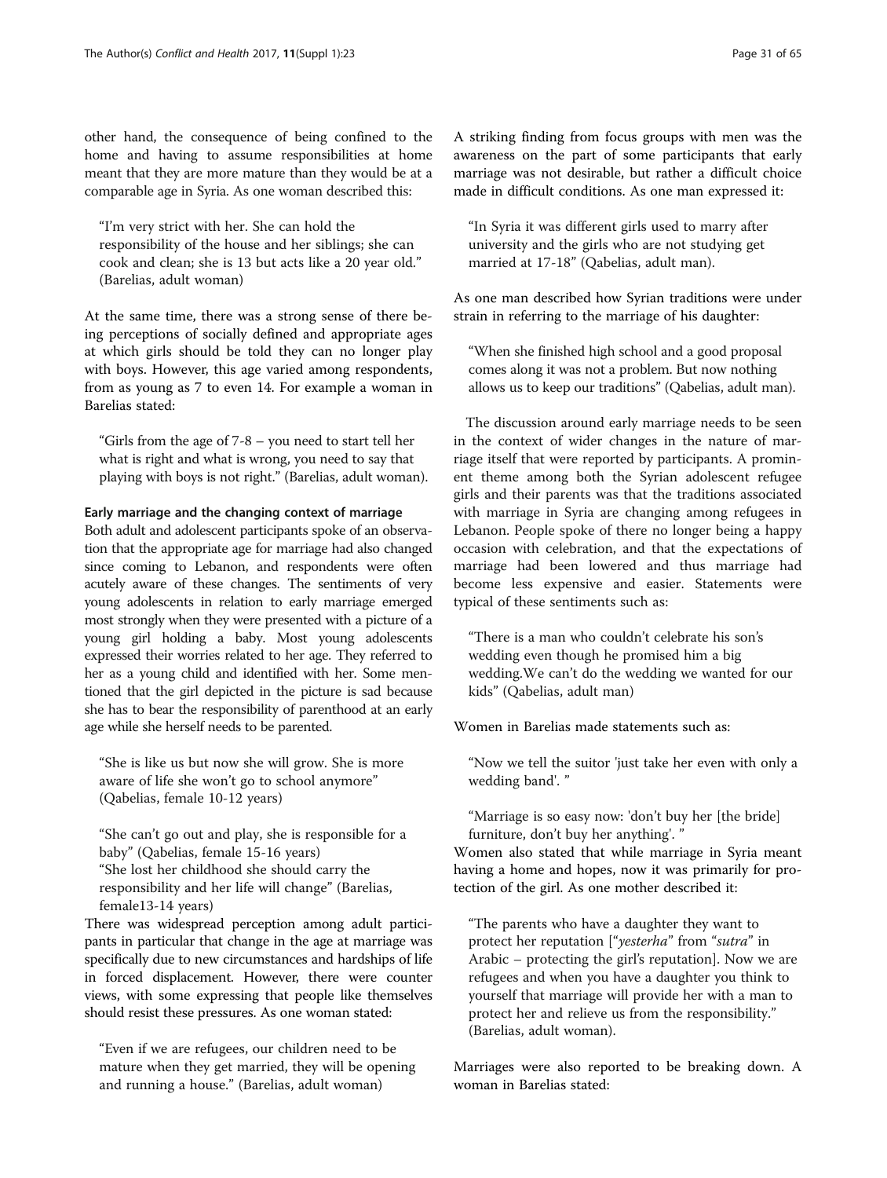other hand, the consequence of being confined to the home and having to assume responsibilities at home meant that they are more mature than they would be at a comparable age in Syria. As one woman described this:

> "I'm very strict with her. She can hold the responsibility of the house and her siblings; she can cook and clean; she is 13 but acts like a 20 year old." (Barelias, adult woman)

At the same time, there was a strong sense of there being perceptions of socially defined and appropriate ages at which girls should be told they can no longer play with boys. However, this age varied among respondents, from as young as 7 to even 14. For example a woman in Barelias stated:

> "Girls from the age of 7-8 – you need to start tell her what is right and what is wrong, you need to say that playing with boys is not right." (Barelias, adult woman).

#### Early marriage and the changing context of marriage

Both adult and adolescent participants spoke of an observation that the appropriate age for marriage had also changed since coming to Lebanon, and respondents were often acutely aware of these changes. The sentiments of very young adolescents in relation to early marriage emerged most strongly when they were presented with a picture of a young girl holding a baby. Most young adolescents expressed their worries related to her age. They referred to her as a young child and identified with her. Some mentioned that the girl depicted in the picture is sad because she has to bear the responsibility of parenthood at an early age while she herself needs to be parented.

> "She is like us but now she will grow. She is more aware of life she won't go to school anymore" (Qabelias, female 10-12 years)

> "She can't go out and play, she is responsible for a baby" (Qabelias, female 15-16 years)
> "She lost her childhood she should carry the responsibility and her life will change" (Barelias, female13-14 years)

There was widespread perception among adult participants in particular that change in the age at marriage was specifically due to new circumstances and hardships of life in forced displacement. However, there were counter views, with some expressing that people like themselves should resist these pressures. As one woman stated:

> "Even if we are refugees, our children need to be mature when they get married, they will be opening and running a house." (Barelias, adult woman)

A striking finding from focus groups with men was the awareness on the part of some participants that early marriage was not desirable, but rather a difficult choice made in difficult conditions. As one man expressed it:

> "In Syria it was different girls used to marry after university and the girls who are not studying get married at 17-18" (Qabelias, adult man).

As one man described how Syrian traditions were under strain in referring to the marriage of his daughter:

> "When she finished high school and a good proposal comes along it was not a problem. But now nothing allows us to keep our traditions" (Qabelias, adult man).

The discussion around early marriage needs to be seen in the context of wider changes in the nature of marriage itself that were reported by participants. A prominent theme among both the Syrian adolescent refugee girls and their parents was that the traditions associated with marriage in Syria are changing among refugees in Lebanon. People spoke of there no longer being a happy occasion with celebration, and that the expectations of marriage had been lowered and thus marriage had become less expensive and easier. Statements were typical of these sentiments such as:

> "There is a man who couldn't celebrate his son's wedding even though he promised him a big wedding.We can't do the wedding we wanted for our kids" (Qabelias, adult man)

Women in Barelias made statements such as:

> "Now we tell the suitor 'just take her even with only a wedding band'. "

> "Marriage is so easy now: 'don't buy her [the bride] furniture, don't buy her anything'. "

Women also stated that while marriage in Syria meant having a home and hopes, now it was primarily for protection of the girl. As one mother described it:

> "The parents who have a daughter they want to protect her reputation ["*yesterha*" from "*sutra*" in Arabic – protecting the girl's reputation]. Now we are refugees and when you have a daughter you think to yourself that marriage will provide her with a man to protect her and relieve us from the responsibility." (Barelias, adult woman).

Marriages were also reported to be breaking down. A woman in Barelias stated: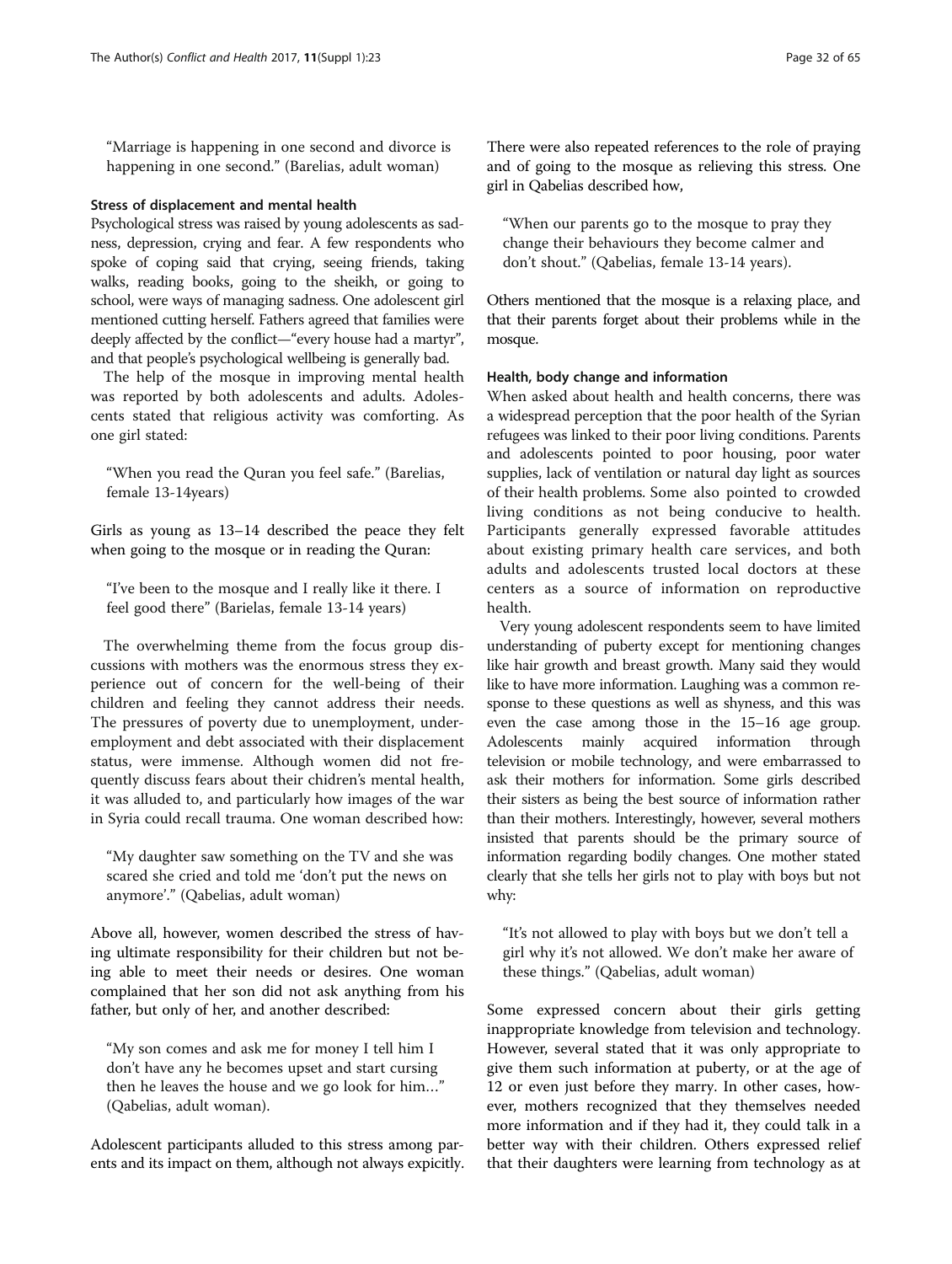"Marriage is happening in one second and divorce is happening in one second." (Barelias, adult woman)

### Stress of displacement and mental health

Psychological stress was raised by young adolescents as sadness, depression, crying and fear. A few respondents who spoke of coping said that crying, seeing friends, taking walks, reading books, going to the sheikh, or going to school, were ways of managing sadness. One adolescent girl mentioned cutting herself. Fathers agreed that families were deeply affected by the conflict—"every house had a martyr", and that people's psychological wellbeing is generally bad.

The help of the mosque in improving mental health was reported by both adolescents and adults. Adolescents stated that religious activity was comforting. As one girl stated:

> "When you read the Quran you feel safe." (Barelias, female 13-14years)

Girls as young as 13–14 described the peace they felt when going to the mosque or in reading the Quran:

> "I've been to the mosque and I really like it there. I feel good there" (Barielas, female 13-14 years)

The overwhelming theme from the focus group discussions with mothers was the enormous stress they experience out of concern for the well-being of their children and feeling they cannot address their needs. The pressures of poverty due to unemployment, underemployment and debt associated with their displacement status, were immense. Although women did not frequently discuss fears about their chidren's mental health, it was alluded to, and particularly how images of the war in Syria could recall trauma. One woman described how:

> "My daughter saw something on the TV and she was scared she cried and told me 'don't put the news on anymore'." (Qabelias, adult woman)

Above all, however, women described the stress of having ultimate responsibility for their children but not being able to meet their needs or desires. One woman complained that her son did not ask anything from his father, but only of her, and another described:

> "My son comes and ask me for money I tell him I don't have any he becomes upset and start cursing then he leaves the house and we go look for him…" (Qabelias, adult woman).

Adolescent participants alluded to this stress among parents and its impact on them, although not always expicitly. There were also repeated references to the role of praying and of going to the mosque as relieving this stress. One girl in Qabelias described how,

> "When our parents go to the mosque to pray they change their behaviours they become calmer and don't shout." (Qabelias, female 13-14 years).

Others mentioned that the mosque is a relaxing place, and that their parents forget about their problems while in the mosque.

### Health, body change and information

When asked about health and health concerns, there was a widespread perception that the poor health of the Syrian refugees was linked to their poor living conditions. Parents and adolescents pointed to poor housing, poor water supplies, lack of ventilation or natural day light as sources of their health problems. Some also pointed to crowded living conditions as not being conducive to health. Participants generally expressed favorable attitudes about existing primary health care services, and both adults and adolescents trusted local doctors at these centers as a source of information on reproductive health.

Very young adolescent respondents seem to have limited understanding of puberty except for mentioning changes like hair growth and breast growth. Many said they would like to have more information. Laughing was a common response to these questions as well as shyness, and this was even the case among those in the 15–16 age group. Adolescents mainly acquired information through television or mobile technology, and were embarrassed to ask their mothers for information. Some girls described their sisters as being the best source of information rather than their mothers. Interestingly, however, several mothers insisted that parents should be the primary source of information regarding bodily changes. One mother stated clearly that she tells her girls not to play with boys but not why:

> "It's not allowed to play with boys but we don't tell a girl why it's not allowed. We don't make her aware of these things." (Qabelias, adult woman)

Some expressed concern about their girls getting inappropriate knowledge from television and technology. However, several stated that it was only appropriate to give them such information at puberty, or at the age of 12 or even just before they marry. In other cases, however, mothers recognized that they themselves needed more information and if they had it, they could talk in a better way with their children. Others expressed relief that their daughters were learning from technology as at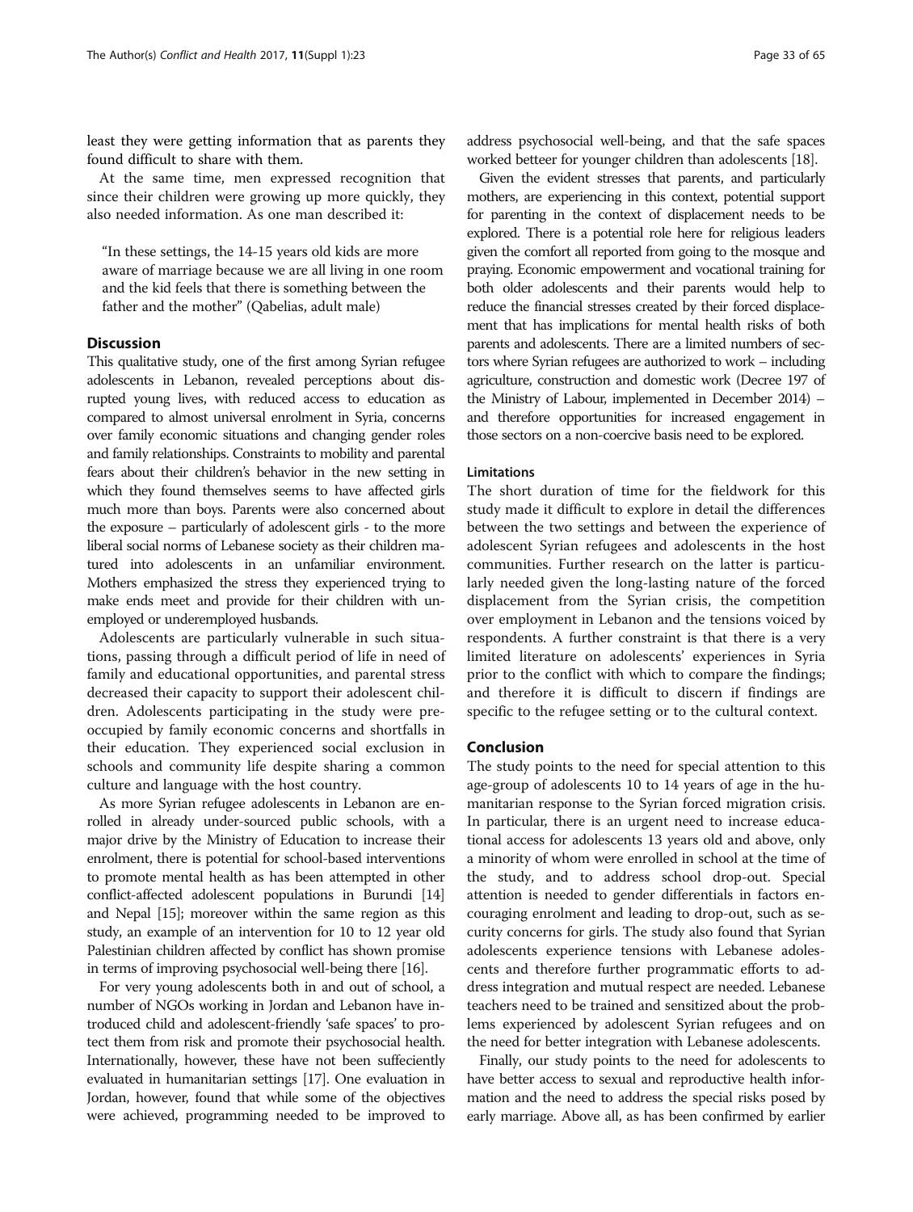least they were getting information that as parents they found difficult to share with them.

At the same time, men expressed recognition that since their children were growing up more quickly, they also needed information. As one man described it:

> "In these settings, the 14-15 years old kids are more aware of marriage because we are all living in one room and the kid feels that there is something between the father and the mother" (Qabelias, adult male)

## Discussion

This qualitative study, one of the first among Syrian refugee adolescents in Lebanon, revealed perceptions about disrupted young lives, with reduced access to education as compared to almost universal enrolment in Syria, concerns over family economic situations and changing gender roles and family relationships. Constraints to mobility and parental fears about their children's behavior in the new setting in which they found themselves seems to have affected girls much more than boys. Parents were also concerned about the exposure – particularly of adolescent girls - to the more liberal social norms of Lebanese society as their children matured into adolescents in an unfamiliar environment. Mothers emphasized the stress they experienced trying to make ends meet and provide for their children with unemployed or underemployed husbands.

Adolescents are particularly vulnerable in such situations, passing through a difficult period of life in need of family and educational opportunities, and parental stress decreased their capacity to support their adolescent children. Adolescents participating in the study were preoccupied by family economic concerns and shortfalls in their education. They experienced social exclusion in schools and community life despite sharing a common culture and language with the host country.

As more Syrian refugee adolescents in Lebanon are enrolled in already under-sourced public schools, with a major drive by the Ministry of Education to increase their enrolment, there is potential for school-based interventions to promote mental health as has been attempted in other conflict-affected adolescent populations in Burundi [14] and Nepal [15]; moreover within the same region as this study, an example of an intervention for 10 to 12 year old Palestinian children affected by conflict has shown promise in terms of improving psychosocial well-being there [16].

For very young adolescents both in and out of school, a number of NGOs working in Jordan and Lebanon have introduced child and adolescent-friendly 'safe spaces' to protect them from risk and promote their psychosocial health. Internationally, however, these have not been suffeciently evaluated in humanitarian settings [17]. One evaluation in Jordan, however, found that while some of the objectives were achieved, programming needed to be improved to address psychosocial well-being, and that the safe spaces worked betteer for younger children than adolescents [18].

Given the evident stresses that parents, and particularly mothers, are experiencing in this context, potential support for parenting in the context of displacement needs to be explored. There is a potential role here for religious leaders given the comfort all reported from going to the mosque and praying. Economic empowerment and vocational training for both older adolescents and their parents would help to reduce the financial stresses created by their forced displacement that has implications for mental health risks of both parents and adolescents. There are a limited numbers of sectors where Syrian refugees are authorized to work – including agriculture, construction and domestic work (Decree 197 of the Ministry of Labour, implemented in December 2014) – and therefore opportunities for increased engagement in those sectors on a non-coercive basis need to be explored.

### Limitations

The short duration of time for the fieldwork for this study made it difficult to explore in detail the differences between the two settings and between the experience of adolescent Syrian refugees and adolescents in the host communities. Further research on the latter is particularly needed given the long-lasting nature of the forced displacement from the Syrian crisis, the competition over employment in Lebanon and the tensions voiced by respondents. A further constraint is that there is a very limited literature on adolescents' experiences in Syria prior to the conflict with which to compare the findings; and therefore it is difficult to discern if findings are specific to the refugee setting or to the cultural context.

## Conclusion

The study points to the need for special attention to this age-group of adolescents 10 to 14 years of age in the humanitarian response to the Syrian forced migration crisis. In particular, there is an urgent need to increase educational access for adolescents 13 years old and above, only a minority of whom were enrolled in school at the time of the study, and to address school drop-out. Special attention is needed to gender differentials in factors encouraging enrolment and leading to drop-out, such as security concerns for girls. The study also found that Syrian adolescents experience tensions with Lebanese adolescents and therefore further programmatic efforts to address integration and mutual respect are needed. Lebanese teachers need to be trained and sensitized about the problems experienced by adolescent Syrian refugees and on the need for better integration with Lebanese adolescents.

Finally, our study points to the need for adolescents to have better access to sexual and reproductive health information and the need to address the special risks posed by early marriage. Above all, as has been confirmed by earlier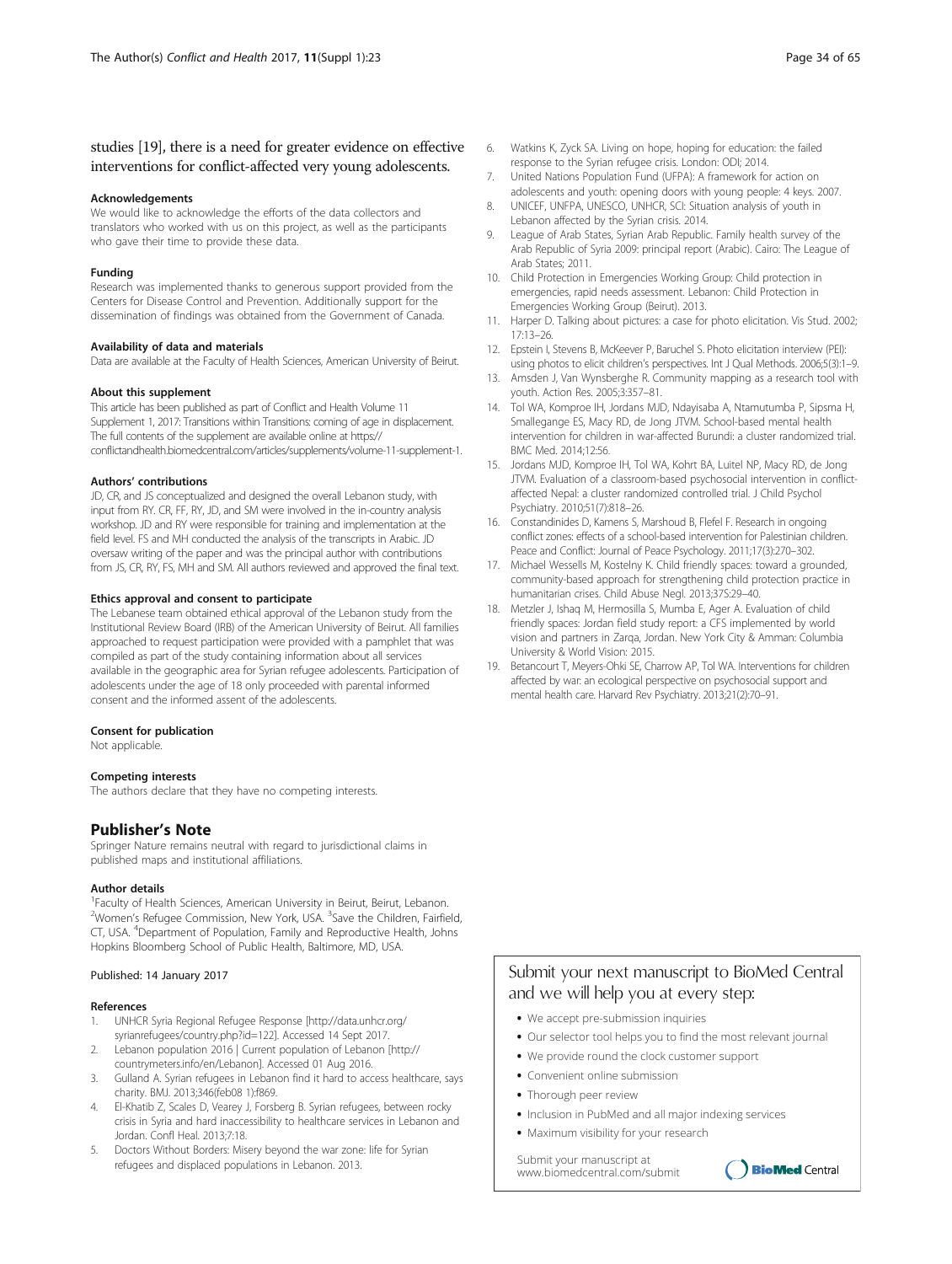studies [19], there is a need for greater evidence on effective interventions for conflict-affected very young adolescents.

#### Acknowledgements
We would like to acknowledge the efforts of the data collectors and translators who worked with us on this project, as well as the participants who gave their time to provide these data.

#### Funding
Research was implemented thanks to generous support provided from the Centers for Disease Control and Prevention. Additionally support for the dissemination of findings was obtained from the Government of Canada.

#### Availability of data and materials
Data are available at the Faculty of Health Sciences, American University of Beirut.

#### About this supplement
This article has been published as part of Conflict and Health Volume 11 Supplement 1, 2017: Transitions within Transitions: coming of age in displacement. The full contents of the supplement are available online at https://conflictandhealth.biomedcentral.com/articles/supplements/volume-11-supplement-1.

#### Authors' contributions
JD, CR, and JS conceptualized and designed the overall Lebanon study, with input from RY. CR, FF, RY, JD, and SM were involved in the in-country analysis workshop. JD and RY were responsible for training and implementation at the field level. FS and MH conducted the analysis of the transcripts in Arabic. JD oversaw writing of the paper and was the principal author with contributions from JS, CR, RY, FS, MH and SM. All authors reviewed and approved the final text.

#### Ethics approval and consent to participate
The Lebanese team obtained ethical approval of the Lebanon study from the Institutional Review Board (IRB) of the American University of Beirut. All families approached to request participation were provided with a pamphlet that was compiled as part of the study containing information about all services available in the geographic area for Syrian refugee adolescents. Participation of adolescents under the age of 18 only proceeded with parental informed consent and the informed assent of the adolescents.

#### Consent for publication
Not applicable.

#### Competing interests
The authors declare that they have no competing interests.

## Publisher's Note
Springer Nature remains neutral with regard to jurisdictional claims in published maps and institutional affiliations.

#### Author details
[1]Faculty of Health Sciences, American University in Beirut, Beirut, Lebanon. [2]Women's Refugee Commission, New York, USA. [3]Save the Children, Fairfield, CT, USA. [4]Department of Population, Family and Reproductive Health, Johns Hopkins Bloomberg School of Public Health, Baltimore, MD, USA.

Published: 14 January 2017

#### References
1. UNHCR Syria Regional Refugee Response [http://data.unhcr.org/syrianrefugees/country.php?id=122]. Accessed 14 Sept 2017.
2. Lebanon population 2016 | Current population of Lebanon [http://countrymeters.info/en/Lebanon]. Accessed 01 Aug 2016.
3. Gulland A. Syrian refugees in Lebanon find it hard to access healthcare, says charity. BMJ. 2013;346(feb08 1):f869.
4. El-Khatib Z, Scales D, Vearey J, Forsberg B. Syrian refugees, between rocky crisis in Syria and hard inaccessibility to healthcare services in Lebanon and Jordan. Confl Heal. 2013;7:18.
5. Doctors Without Borders: Misery beyond the war zone: life for Syrian refugees and displaced populations in Lebanon. 2013.
6. Watkins K, Zyck SA. Living on hope, hoping for education: the failed response to the Syrian refugee crisis. London: ODI; 2014.
7. United Nations Population Fund (UFPA): A framework for action on adolescents and youth: opening doors with young people: 4 keys. 2007.
8. UNICEF, UNFPA, UNESCO, UNHCR, SCI: Situation analysis of youth in Lebanon affected by the Syrian crisis. 2014.
9. League of Arab States, Syrian Arab Republic. Family health survey of the Arab Republic of Syria 2009: principal report (Arabic). Cairo: The League of Arab States; 2011.
10. Child Protection in Emergencies Working Group: Child protection in emergencies, rapid needs assessment. Lebanon: Child Protection in Emergencies Working Group (Beirut). 2013.
11. Harper D. Talking about pictures: a case for photo elicitation. Vis Stud. 2002;17:13–26.
12. Epstein I, Stevens B, McKeever P, Baruchel S. Photo elicitation interview (PEI): using photos to elicit children's perspectives. Int J Qual Methods. 2006;5(3):1–9.
13. Amsden J, Van Wynsberghe R. Community mapping as a research tool with youth. Action Res. 2005;3:357–81.
14. Tol WA, Komproe IH, Jordans MJD, Ndayisaba A, Ntamutumba P, Sipsma H, Smallegange ES, Macy RD, de Jong JTVM. School-based mental health intervention for children in war-affected Burundi: a cluster randomized trial. BMC Med. 2014;12:56.
15. Jordans MJD, Komproe IH, Tol WA, Kohrt BA, Luitel NP, Macy RD, de Jong JTVM. Evaluation of a classroom-based psychosocial intervention in conflict-affected Nepal: a cluster randomized controlled trial. J Child Psychol Psychiatry. 2010;51(7):818–26.
16. Constandinides D, Kamens S, Marshoud B, Flefel F. Research in ongoing conflict zones: effects of a school-based intervention for Palestinian children. Peace and Conflict: Journal of Peace Psychology. 2011;17(3):270–302.
17. Michael Wessells M, Kostelny K. Child friendly spaces: toward a grounded, community-based approach for strengthening child protection practice in humanitarian crises. Child Abuse Negl. 2013;37S:29–40.
18. Metzler J, Ishaq M, Hermosilla S, Mumba E, Ager A. Evaluation of child friendly spaces: Jordan field study report: a CFS implemented by world vision and partners in Zarqa, Jordan. New York City & Amman: Columbia University & World Vision: 2015.
19. Betancourt T, Meyers-Ohki SE, Charrow AP, Tol WA. Interventions for children affected by war: an ecological perspective on psychosocial support and mental health care. Harvard Rev Psychiatry. 2013;21(2):70–91.

Submit your next manuscript to BioMed Central and we will help you at every step:

- We accept pre-submission inquiries
- Our selector tool helps you to find the most relevant journal
- We provide round the clock customer support
- Convenient online submission
- Thorough peer review
- Inclusion in PubMed and all major indexing services
- Maximum visibility for your research

Submit your manuscript at www.biomedcentral.com/submit

BioMed Central